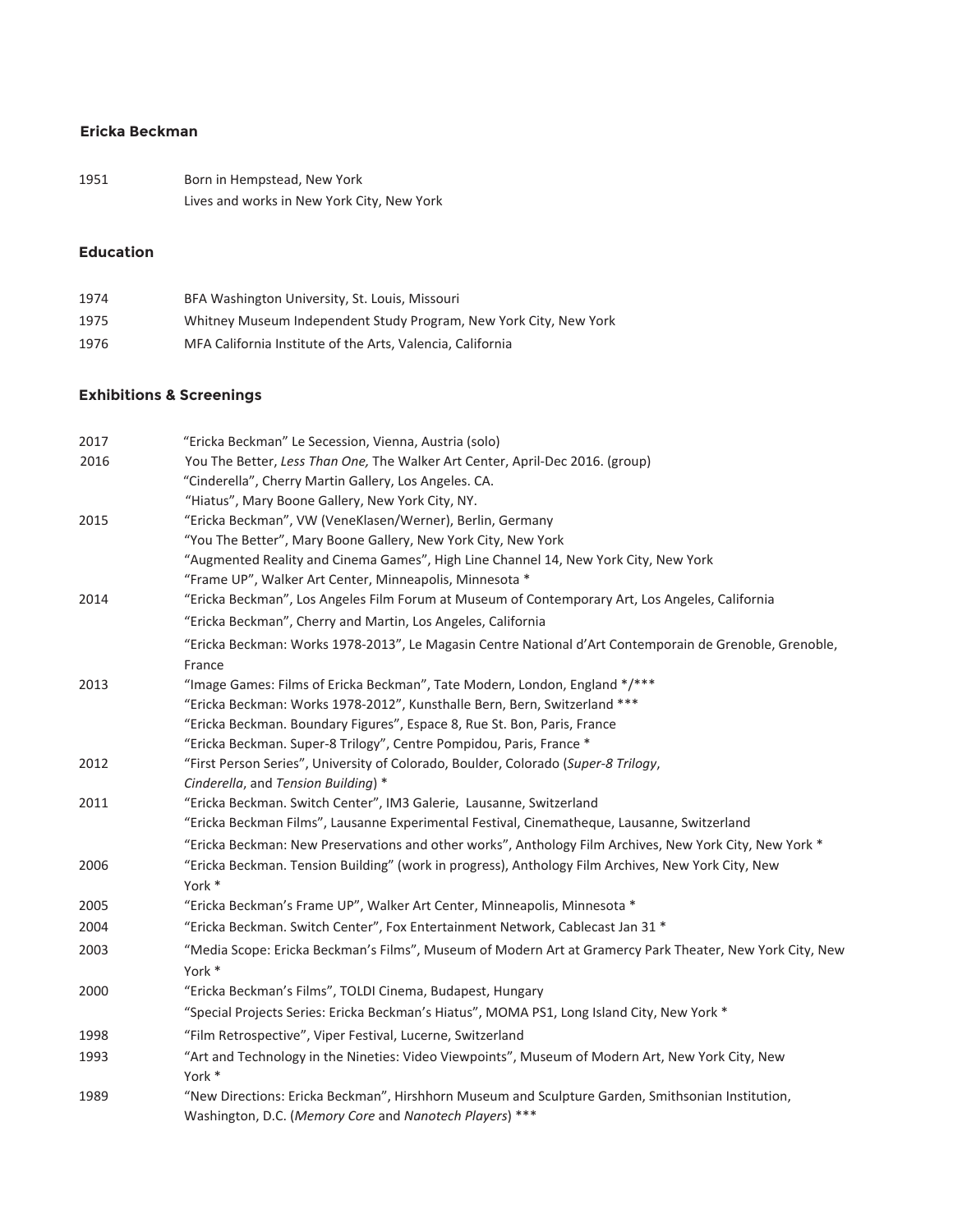# Ericka Beckman

| | |
|---|---|
| 1951 | Born in Hempstead, New York |
| | Lives and works in New York City, New York |

## Education

| | |
|---|---|
| 1974 | BFA Washington University, St. Louis, Missouri |
| 1975 | Whitney Museum Independent Study Program, New York City, New York |
| 1976 | MFA California Institute of the Arts, Valencia, California |

## Exhibitions & Screenings

| | |
|---|---|
| 2017 | "Ericka Beckman" Le Secession, Vienna, Austria (solo) |
| 2016 | You The Better, *Less Than One,* The Walker Art Center, April-Dec 2016. (group) |
| | "Cinderella", Cherry Martin Gallery, Los Angeles. CA. |
| | "Hiatus", Mary Boone Gallery, New York City, NY. |
| 2015 | "Ericka Beckman", VW (VeneKlasen/Werner), Berlin, Germany |
| | "You The Better", Mary Boone Gallery, New York City, New York |
| | "Augmented Reality and Cinema Games", High Line Channel 14, New York City, New York |
| | "Frame UP", Walker Art Center, Minneapolis, Minnesota * |
| 2014 | "Ericka Beckman", Los Angeles Film Forum at Museum of Contemporary Art, Los Angeles, California |
| | "Ericka Beckman", Cherry and Martin, Los Angeles, California |
| | "Ericka Beckman: Works 1978-2013", Le Magasin Centre National d'Art Contemporain de Grenoble, Grenoble, France |
| 2013 | "Image Games: Films of Ericka Beckman", Tate Modern, London, England */*** |
| | "Ericka Beckman: Works 1978-2012", Kunsthalle Bern, Bern, Switzerland *** |
| | "Ericka Beckman. Boundary Figures", Espace 8, Rue St. Bon, Paris, France |
| | "Ericka Beckman. Super-8 Trilogy", Centre Pompidou, Paris, France * |
| 2012 | "First Person Series", University of Colorado, Boulder, Colorado (*Super-8 Trilogy*, *Cinderella*, and *Tension Building*) * |
| 2011 | "Ericka Beckman. Switch Center", IM3 Galerie, Lausanne, Switzerland |
| | "Ericka Beckman Films", Lausanne Experimental Festival, Cinematheque, Lausanne, Switzerland |
| | "Ericka Beckman: New Preservations and other works", Anthology Film Archives, New York City, New York * |
| 2006 | "Ericka Beckman. Tension Building" (work in progress), Anthology Film Archives, New York City, New York * |
| 2005 | "Ericka Beckman's Frame UP", Walker Art Center, Minneapolis, Minnesota * |
| 2004 | "Ericka Beckman. Switch Center", Fox Entertainment Network, Cablecast Jan 31 * |
| 2003 | "Media Scope: Ericka Beckman's Films", Museum of Modern Art at Gramercy Park Theater, New York City, New York * |
| 2000 | "Ericka Beckman's Films", TOLDI Cinema, Budapest, Hungary |
| | "Special Projects Series: Ericka Beckman's Hiatus", MOMA PS1, Long Island City, New York * |
| 1998 | "Film Retrospective", Viper Festival, Lucerne, Switzerland |
| 1993 | "Art and Technology in the Nineties: Video Viewpoints", Museum of Modern Art, New York City, New York * |
| 1989 | "New Directions: Ericka Beckman", Hirshhorn Museum and Sculpture Garden, Smithsonian Institution, Washington, D.C. (*Memory Core* and *Nanotech Players*) *** |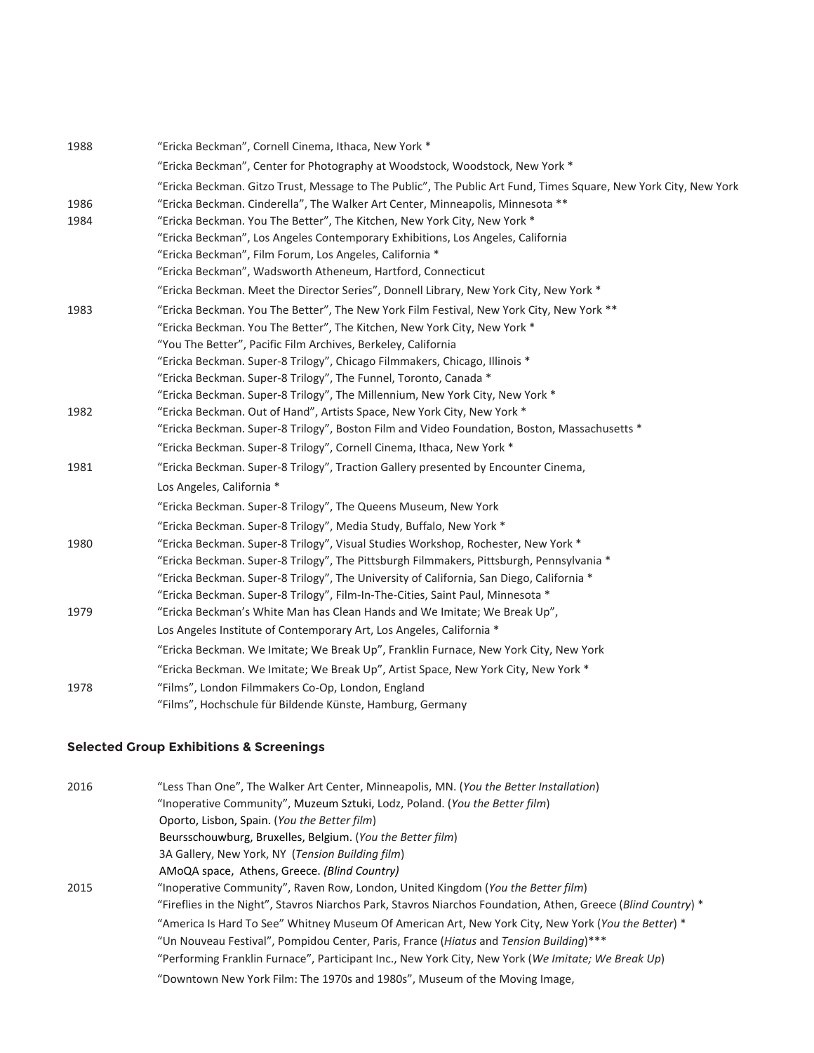1988 "Ericka Beckman", Cornell Cinema, Ithaca, New York *
"Ericka Beckman", Center for Photography at Woodstock, Woodstock, New York *
"Ericka Beckman. Gitzo Trust, Message to The Public", The Public Art Fund, Times Square, New York City, New York

1986 "Ericka Beckman. Cinderella", The Walker Art Center, Minneapolis, Minnesota **

1984 "Ericka Beckman. You The Better", The Kitchen, New York City, New York *
"Ericka Beckman", Los Angeles Contemporary Exhibitions, Los Angeles, California
"Ericka Beckman", Film Forum, Los Angeles, California *
"Ericka Beckman", Wadsworth Atheneum, Hartford, Connecticut
"Ericka Beckman. Meet the Director Series", Donnell Library, New York City, New York *

1983 "Ericka Beckman. You The Better", The New York Film Festival, New York City, New York **
"Ericka Beckman. You The Better", The Kitchen, New York City, New York *
"You The Better", Pacific Film Archives, Berkeley, California
"Ericka Beckman. Super-8 Trilogy", Chicago Filmmakers, Chicago, Illinois *
"Ericka Beckman. Super-8 Trilogy", The Funnel, Toronto, Canada *
"Ericka Beckman. Super-8 Trilogy", The Millennium, New York City, New York *

1982 "Ericka Beckman. Out of Hand", Artists Space, New York City, New York *
"Ericka Beckman. Super-8 Trilogy", Boston Film and Video Foundation, Boston, Massachusetts *
"Ericka Beckman. Super-8 Trilogy", Cornell Cinema, Ithaca, New York *

1981 "Ericka Beckman. Super-8 Trilogy", Traction Gallery presented by Encounter Cinema, Los Angeles, California *
"Ericka Beckman. Super-8 Trilogy", The Queens Museum, New York
"Ericka Beckman. Super-8 Trilogy", Media Study, Buffalo, New York *

1980 "Ericka Beckman. Super-8 Trilogy", Visual Studies Workshop, Rochester, New York *
"Ericka Beckman. Super-8 Trilogy", The Pittsburgh Filmmakers, Pittsburgh, Pennsylvania *
"Ericka Beckman. Super-8 Trilogy", The University of California, San Diego, California *
"Ericka Beckman. Super-8 Trilogy", Film-In-The-Cities, Saint Paul, Minnesota *

1979 "Ericka Beckman's White Man has Clean Hands and We Imitate; We Break Up", Los Angeles Institute of Contemporary Art, Los Angeles, California *
"Ericka Beckman. We Imitate; We Break Up", Franklin Furnace, New York City, New York
"Ericka Beckman. We Imitate; We Break Up", Artist Space, New York City, New York *

1978 "Films", London Filmmakers Co-Op, London, England
"Films", Hochschule für Bildende Künste, Hamburg, Germany

## Selected Group Exhibitions & Screenings

2016 "Less Than One", The Walker Art Center, Minneapolis, MN. (*You the Better Installation*)
"Inoperative Community", Muzeum Sztuki, Lodz, Poland. (*You the Better film*)
Oporto, Lisbon, Spain. (*You the Better film*)
Beursschouwburg, Bruxelles, Belgium. (*You the Better film*)
3A Gallery, New York, NY (*Tension Building film*)
AMoQA space, Athens, Greece. *(Blind Country)*

2015 "Inoperative Community", Raven Row, London, United Kingdom (*You the Better film*)
"Fireflies in the Night", Stavros Niarchos Park, Stavros Niarchos Foundation, Athen, Greece (*Blind Country*) *
"America Is Hard To See" Whitney Museum Of American Art, New York City, New York (*You the Better*) *
"Un Nouveau Festival", Pompidou Center, Paris, France (*Hiatus* and *Tension Building*)***
"Performing Franklin Furnace", Participant Inc., New York City, New York (*We Imitate; We Break Up*)
"Downtown New York Film: The 1970s and 1980s", Museum of the Moving Image,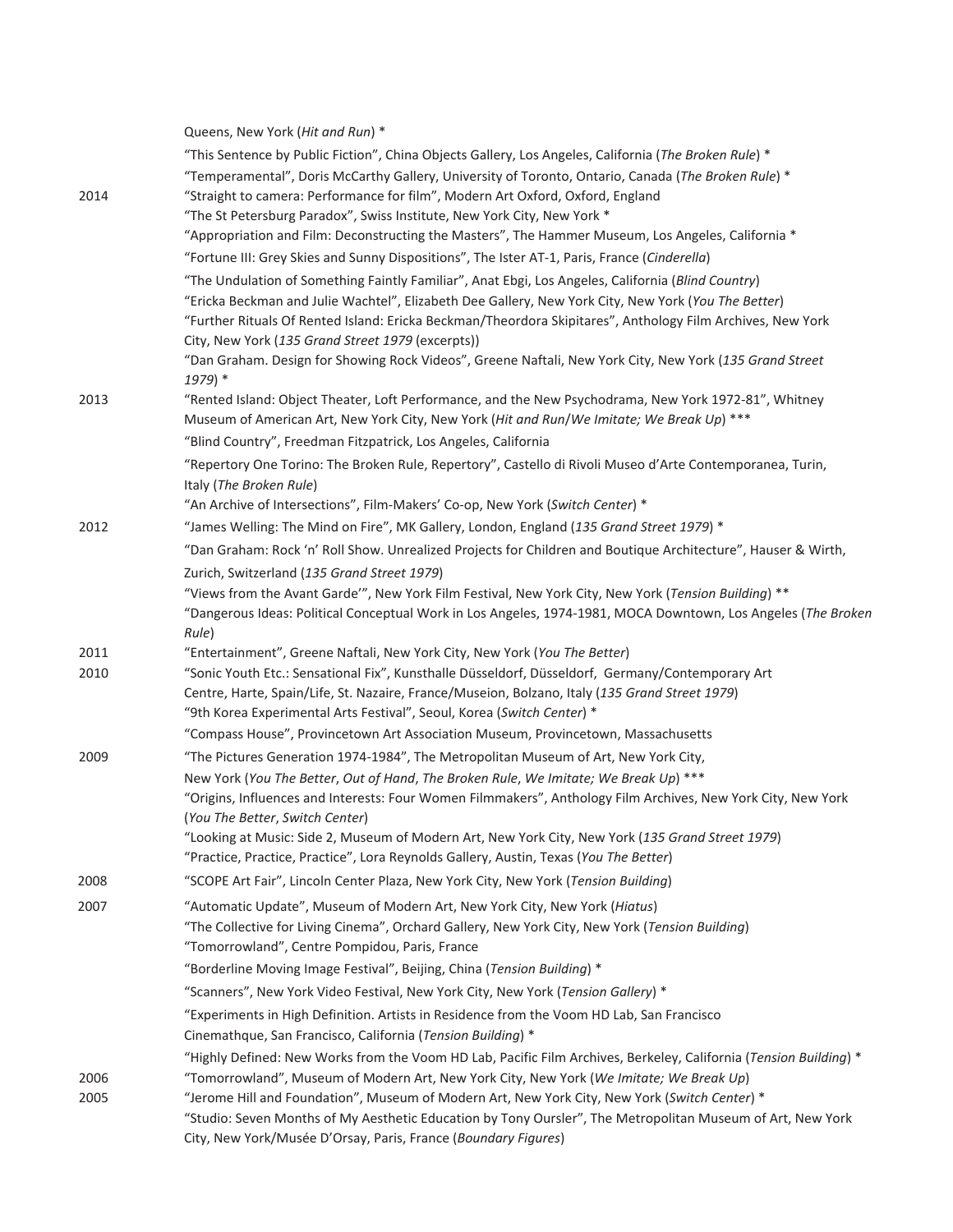Queens, New York (*Hit and Run*) *

“This Sentence by Public Fiction”, China Objects Gallery, Los Angeles, California (*The Broken Rule*) *

“Temperamental”, Doris McCarthy Gallery, University of Toronto, Ontario, Canada (*The Broken Rule*) *

2014 “Straight to camera: Performance for film”, Modern Art Oxford, Oxford, England

“The St Petersburg Paradox”, Swiss Institute, New York City, New York *

“Appropriation and Film: Deconstructing the Masters”, The Hammer Museum, Los Angeles, California *

“Fortune III: Grey Skies and Sunny Dispositions”, The Ister AT-1, Paris, France (*Cinderella*)

“The Undulation of Something Faintly Familiar”, Anat Ebgi, Los Angeles, California (*Blind Country*)

“Ericka Beckman and Julie Wachtel”, Elizabeth Dee Gallery, New York City, New York (*You The Better*)

“Further Rituals Of Rented Island: Ericka Beckman/Theordora Skipitares”, Anthology Film Archives, New York City, New York (*135 Grand Street 1979* (excerpts))

“Dan Graham. Design for Showing Rock Videos”, Greene Naftali, New York City, New York (*135 Grand Street 1979*) *

2013 “Rented Island: Object Theater, Loft Performance, and the New Psychodrama, New York 1972-81”, Whitney Museum of American Art, New York City, New York (*Hit and Run*/*We Imitate; We Break Up*) ***

“Blind Country”, Freedman Fitzpatrick, Los Angeles, California

“Repertory One Torino: The Broken Rule, Repertory”, Castello di Rivoli Museo d’Arte Contemporanea, Turin, Italy (*The Broken Rule*)

“An Archive of Intersections”, Film-Makers’ Co-op, New York (*Switch Center*) *

2012 “James Welling: The Mind on Fire”, MK Gallery, London, England (*135 Grand Street 1979*) *

“Dan Graham: Rock ‘n’ Roll Show. Unrealized Projects for Children and Boutique Architecture”, Hauser & Wirth, Zurich, Switzerland (*135 Grand Street 1979*)

“Views from the Avant Garde’”, New York Film Festival, New York City, New York (*Tension Building*) **

“Dangerous Ideas: Political Conceptual Work in Los Angeles, 1974-1981, MOCA Downtown, Los Angeles (*The Broken Rule*)

2011 “Entertainment”, Greene Naftali, New York City, New York (*You The Better*)

2010 “Sonic Youth Etc.: Sensational Fix”, Kunsthalle Düsseldorf, Düsseldorf, Germany/Contemporary Art Centre, Harte, Spain/Life, St. Nazaire, France/Museion, Bolzano, Italy (*135 Grand Street 1979*)

“9th Korea Experimental Arts Festival”, Seoul, Korea (*Switch Center*) *

“Compass House”, Provincetown Art Association Museum, Provincetown, Massachusetts

2009 “The Pictures Generation 1974-1984”, The Metropolitan Museum of Art, New York City, New York (*You The Better*, *Out of Hand*, *The Broken Rule*, *We Imitate; We Break Up*) ***

“Origins, Influences and Interests: Four Women Filmmakers”, Anthology Film Archives, New York City, New York (*You The Better*, *Switch Center*)

“Looking at Music: Side 2, Museum of Modern Art, New York City, New York (*135 Grand Street 1979*)

“Practice, Practice, Practice”, Lora Reynolds Gallery, Austin, Texas (*You The Better*)

2008 “SCOPE Art Fair”, Lincoln Center Plaza, New York City, New York (*Tension Building*)

2007 “Automatic Update”, Museum of Modern Art, New York City, New York (*Hiatus*)

“The Collective for Living Cinema”, Orchard Gallery, New York City, New York (*Tension Building*)

“Tomorrowland”, Centre Pompidou, Paris, France

“Borderline Moving Image Festival”, Beijing, China (*Tension Building*) *

“Scanners”, New York Video Festival, New York City, New York (*Tension Gallery*) *

“Experiments in High Definition. Artists in Residence from the Voom HD Lab, San Francisco Cinemathque, San Francisco, California (*Tension Building*) *

“Highly Defined: New Works from the Voom HD Lab, Pacific Film Archives, Berkeley, California (*Tension Building*) *

2006 “Tomorrowland”, Museum of Modern Art, New York City, New York (*We Imitate; We Break Up*)

2005 “Jerome Hill and Foundation”, Museum of Modern Art, New York City, New York (*Switch Center*) *

“Studio: Seven Months of My Aesthetic Education by Tony Oursler”, The Metropolitan Museum of Art, New York City, New York/Musée D’Orsay, Paris, France (*Boundary Figures*)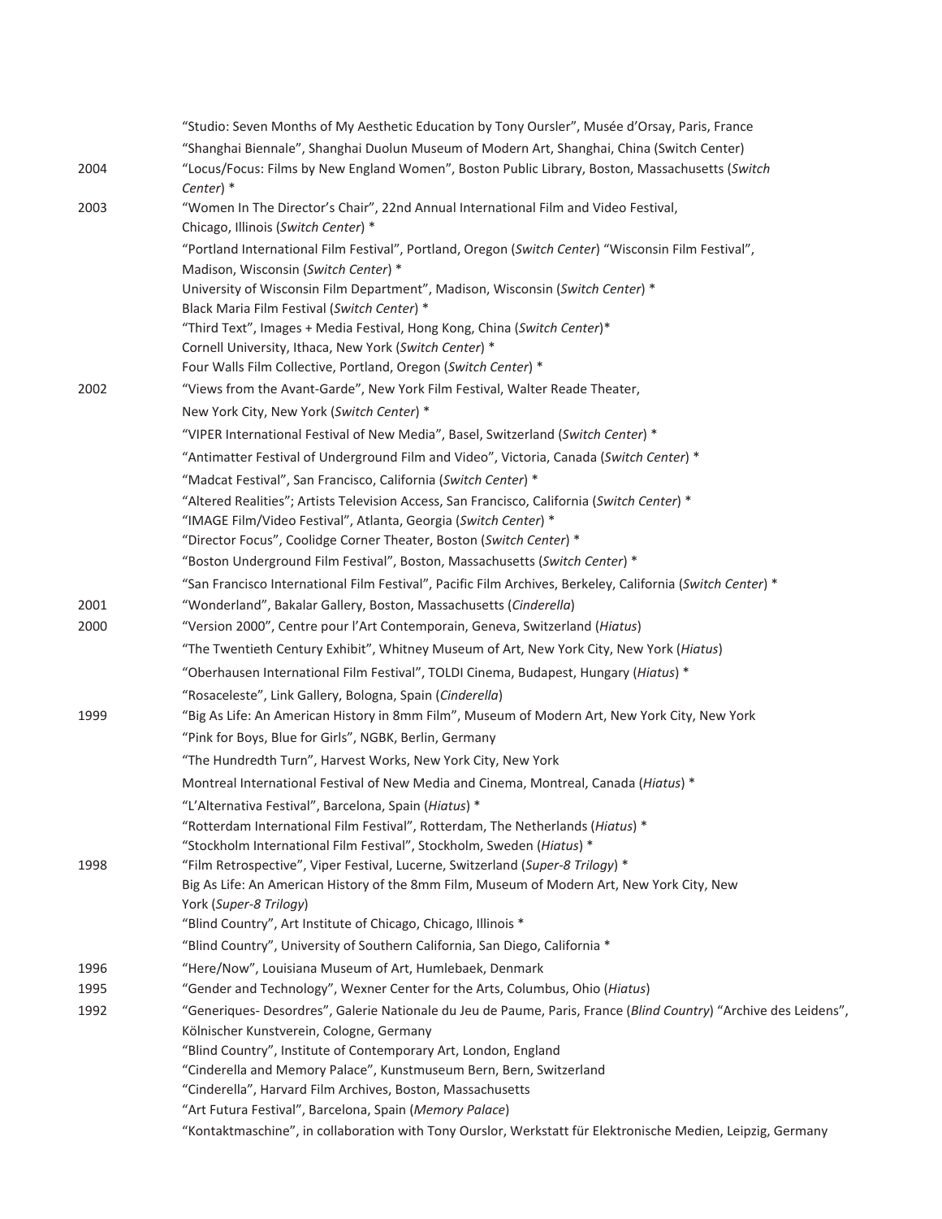| | |
|---|---|
| | "Studio: Seven Months of My Aesthetic Education by Tony Oursler", Musée d'Orsay, Paris, France |
| | "Shanghai Biennale", Shanghai Duolun Museum of Modern Art, Shanghai, China (Switch Center) |
| 2004 | "Locus/Focus: Films by New England Women", Boston Public Library, Boston, Massachusetts (*Switch Center*) * |
| 2003 | "Women In The Director's Chair", 22nd Annual International Film and Video Festival, Chicago, Illinois (*Switch Center*) * |
| | "Portland International Film Festival", Portland, Oregon (*Switch Center*) "Wisconsin Film Festival", Madison, Wisconsin (*Switch Center*) * |
| | University of Wisconsin Film Department", Madison, Wisconsin (*Switch Center*) * |
| | Black Maria Film Festival (*Switch Center*) * |
| | "Third Text", Images + Media Festival, Hong Kong, China (*Switch Center*)* |
| | Cornell University, Ithaca, New York (*Switch Center*) * |
| | Four Walls Film Collective, Portland, Oregon (*Switch Center*) * |
| 2002 | "Views from the Avant-Garde", New York Film Festival, Walter Reade Theater, New York City, New York (*Switch Center*) * |
| | "VIPER International Festival of New Media", Basel, Switzerland (*Switch Center*) * |
| | "Antimatter Festival of Underground Film and Video", Victoria, Canada (*Switch Center*) * |
| | "Madcat Festival", San Francisco, California (*Switch Center*) * |
| | "Altered Realities"; Artists Television Access, San Francisco, California (*Switch Center*) * |
| | "IMAGE Film/Video Festival", Atlanta, Georgia (*Switch Center*) * |
| | "Director Focus", Coolidge Corner Theater, Boston (*Switch Center*) * |
| | "Boston Underground Film Festival", Boston, Massachusetts (*Switch Center*) * |
| | "San Francisco International Film Festival", Pacific Film Archives, Berkeley, California (*Switch Center*) * |
| 2001 | "Wonderland", Bakalar Gallery, Boston, Massachusetts (*Cinderella*) |
| 2000 | "Version 2000", Centre pour l'Art Contemporain, Geneva, Switzerland (*Hiatus*) |
| | "The Twentieth Century Exhibit", Whitney Museum of Art, New York City, New York (*Hiatus*) |
| | "Oberhausen International Film Festival", TOLDI Cinema, Budapest, Hungary (*Hiatus*) * |
| | "Rosaceleste", Link Gallery, Bologna, Spain (*Cinderella*) |
| 1999 | "Big As Life: An American History in 8mm Film", Museum of Modern Art, New York City, New York |
| | "Pink for Boys, Blue for Girls", NGBK, Berlin, Germany |
| | "The Hundredth Turn", Harvest Works, New York City, New York |
| | Montreal International Festival of New Media and Cinema, Montreal, Canada (*Hiatus*) * |
| | "L'Alternativa Festival", Barcelona, Spain (*Hiatus*) * |
| | "Rotterdam International Film Festival", Rotterdam, The Netherlands (*Hiatus*) * |
| | "Stockholm International Film Festival", Stockholm, Sweden (*Hiatus*) * |
| 1998 | "Film Retrospective", Viper Festival, Lucerne, Switzerland (*Super-8 Trilogy*) * |
| | Big As Life: An American History of the 8mm Film, Museum of Modern Art, New York City, New York (*Super-8 Trilogy*) |
| | "Blind Country", Art Institute of Chicago, Chicago, Illinois * |
| | "Blind Country", University of Southern California, San Diego, California * |
| 1996 | "Here/Now", Louisiana Museum of Art, Humlebaek, Denmark |
| 1995 | "Gender and Technology", Wexner Center for the Arts, Columbus, Ohio (*Hiatus*) |
| 1992 | "Generiques- Desordres", Galerie Nationale du Jeu de Paume, Paris, France (*Blind Country*) "Archive des Leidens", Kölnischer Kunstverein, Cologne, Germany |
| | "Blind Country", Institute of Contemporary Art, London, England |
| | "Cinderella and Memory Palace", Kunstmuseum Bern, Bern, Switzerland |
| | "Cinderella", Harvard Film Archives, Boston, Massachusetts |
| | "Art Futura Festival", Barcelona, Spain (*Memory Palace*) |
| | "Kontaktmaschine", in collaboration with Tony Ourslor, Werkstatt für Elektronische Medien, Leipzig, Germany |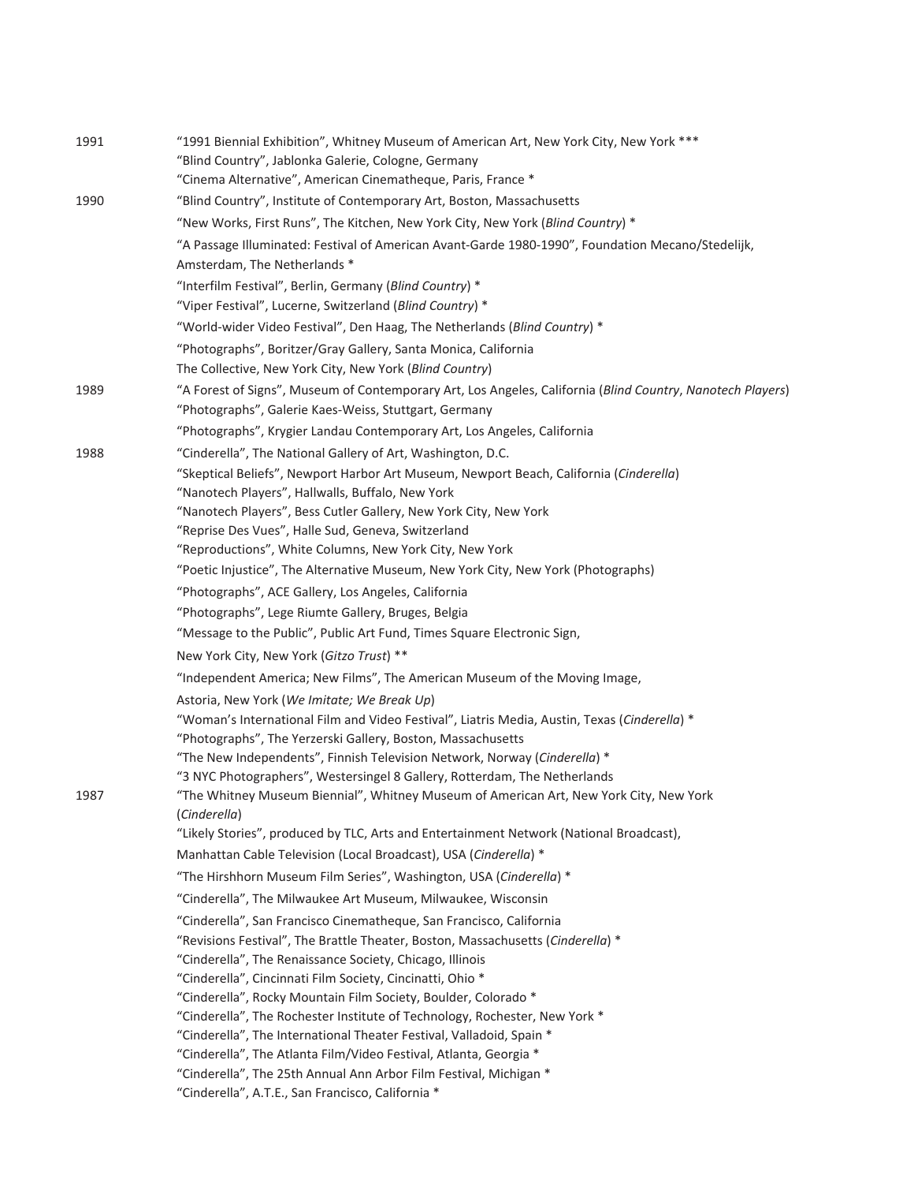1991 "1991 Biennial Exhibition", Whitney Museum of American Art, New York City, New York ***
"Blind Country", Jablonka Galerie, Cologne, Germany
"Cinema Alternative", American Cinematheque, Paris, France *

1990 "Blind Country", Institute of Contemporary Art, Boston, Massachusetts
"New Works, First Runs", The Kitchen, New York City, New York (*Blind Country*) *
"A Passage Illuminated: Festival of American Avant-Garde 1980-1990", Foundation Mecano/Stedelijk, Amsterdam, The Netherlands *
"Interfilm Festival", Berlin, Germany (*Blind Country*) *
"Viper Festival", Lucerne, Switzerland (*Blind Country*) *
"World-wider Video Festival", Den Haag, The Netherlands (*Blind Country*) *
"Photographs", Boritzer/Gray Gallery, Santa Monica, California
The Collective, New York City, New York (*Blind Country*)

1989 "A Forest of Signs", Museum of Contemporary Art, Los Angeles, California (*Blind Country*, *Nanotech Players*)
"Photographs", Galerie Kaes-Weiss, Stuttgart, Germany
"Photographs", Krygier Landau Contemporary Art, Los Angeles, California

1988 "Cinderella", The National Gallery of Art, Washington, D.C.
"Skeptical Beliefs", Newport Harbor Art Museum, Newport Beach, California (*Cinderella*)
"Nanotech Players", Hallwalls, Buffalo, New York
"Nanotech Players", Bess Cutler Gallery, New York City, New York
"Reprise Des Vues", Halle Sud, Geneva, Switzerland
"Reproductions", White Columns, New York City, New York
"Poetic Injustice", The Alternative Museum, New York City, New York (Photographs)
"Photographs", ACE Gallery, Los Angeles, California
"Photographs", Lege Riumte Gallery, Bruges, Belgia
"Message to the Public", Public Art Fund, Times Square Electronic Sign,
New York City, New York (*Gitzo Trust*) **
"Independent America; New Films", The American Museum of the Moving Image,
Astoria, New York (*We Imitate; We Break Up*)
"Woman's International Film and Video Festival", Liatris Media, Austin, Texas (*Cinderella*) *
"Photographs", The Yerzerski Gallery, Boston, Massachusetts
"The New Independents", Finnish Television Network, Norway (*Cinderella*) *
"3 NYC Photographers", Westersingel 8 Gallery, Rotterdam, The Netherlands

1987 "The Whitney Museum Biennial", Whitney Museum of American Art, New York City, New York (*Cinderella*)
"Likely Stories", produced by TLC, Arts and Entertainment Network (National Broadcast),
Manhattan Cable Television (Local Broadcast), USA (*Cinderella*) *
"The Hirshhorn Museum Film Series", Washington, USA (*Cinderella*) *
"Cinderella", The Milwaukee Art Museum, Milwaukee, Wisconsin
"Cinderella", San Francisco Cinematheque, San Francisco, California
"Revisions Festival", The Brattle Theater, Boston, Massachusetts (*Cinderella*) *
"Cinderella", The Renaissance Society, Chicago, Illinois
"Cinderella", Cincinnati Film Society, Cincinatti, Ohio *
"Cinderella", Rocky Mountain Film Society, Boulder, Colorado *
"Cinderella", The Rochester Institute of Technology, Rochester, New York *
"Cinderella", The International Theater Festival, Valladoid, Spain *
"Cinderella", The Atlanta Film/Video Festival, Atlanta, Georgia *
"Cinderella", The 25th Annual Ann Arbor Film Festival, Michigan *
"Cinderella", A.T.E., San Francisco, California *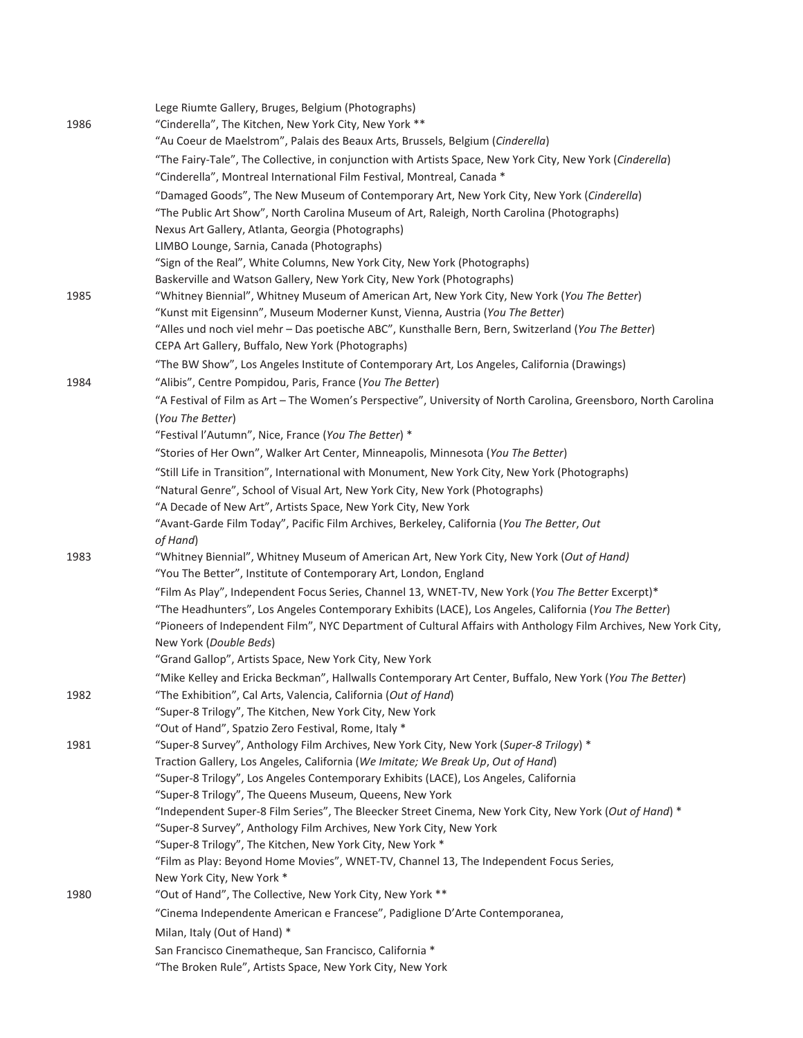| | |
|---|---|
| | Lege Riumte Gallery, Bruges, Belgium (Photographs) |
| 1986 | "Cinderella", The Kitchen, New York City, New York ** |
| | "Au Coeur de Maelstrom", Palais des Beaux Arts, Brussels, Belgium (*Cinderella*) |
| | "The Fairy-Tale", The Collective, in conjunction with Artists Space, New York City, New York (*Cinderella*) |
| | "Cinderella", Montreal International Film Festival, Montreal, Canada * |
| | "Damaged Goods", The New Museum of Contemporary Art, New York City, New York (*Cinderella*) |
| | "The Public Art Show", North Carolina Museum of Art, Raleigh, North Carolina (Photographs) |
| | Nexus Art Gallery, Atlanta, Georgia (Photographs) |
| | LIMBO Lounge, Sarnia, Canada (Photographs) |
| | "Sign of the Real", White Columns, New York City, New York (Photographs) |
| | Baskerville and Watson Gallery, New York City, New York (Photographs) |
| 1985 | "Whitney Biennial", Whitney Museum of American Art, New York City, New York (*You The Better*) |
| | "Kunst mit Eigensinn", Museum Moderner Kunst, Vienna, Austria (*You The Better*) |
| | "Alles und noch viel mehr – Das poetische ABC", Kunsthalle Bern, Bern, Switzerland (*You The Better*) |
| | CEPA Art Gallery, Buffalo, New York (Photographs) |
| | "The BW Show", Los Angeles Institute of Contemporary Art, Los Angeles, California (Drawings) |
| 1984 | "Alibis", Centre Pompidou, Paris, France (*You The Better*) |
| | "A Festival of Film as Art – The Women's Perspective", University of North Carolina, Greensboro, North Carolina (*You The Better*) |
| | "Festival l'Autumn", Nice, France (*You The Better*) * |
| | "Stories of Her Own", Walker Art Center, Minneapolis, Minnesota (*You The Better*) |
| | "Still Life in Transition", International with Monument, New York City, New York (Photographs) |
| | "Natural Genre", School of Visual Art, New York City, New York (Photographs) |
| | "A Decade of New Art", Artists Space, New York City, New York |
| | "Avant-Garde Film Today", Pacific Film Archives, Berkeley, California (*You The Better*, *Out of Hand*) |
| 1983 | "Whitney Biennial", Whitney Museum of American Art, New York City, New York (*Out of Hand)* |
| | "You The Better", Institute of Contemporary Art, London, England |
| | "Film As Play", Independent Focus Series, Channel 13, WNET-TV, New York (*You The Better* Excerpt)* |
| | "The Headhunters", Los Angeles Contemporary Exhibits (LACE), Los Angeles, California (*You The Better*) |
| | "Pioneers of Independent Film", NYC Department of Cultural Affairs with Anthology Film Archives, New York City, New York (*Double Beds*) |
| | "Grand Gallop", Artists Space, New York City, New York |
| | "Mike Kelley and Ericka Beckman", Hallwalls Contemporary Art Center, Buffalo, New York (*You The Better*) |
| 1982 | "The Exhibition", Cal Arts, Valencia, California (*Out of Hand*) |
| | "Super-8 Trilogy", The Kitchen, New York City, New York |
| | "Out of Hand", Spatzio Zero Festival, Rome, Italy * |
| 1981 | "Super-8 Survey", Anthology Film Archives, New York City, New York (*Super-8 Trilogy*) * |
| | Traction Gallery, Los Angeles, California (*We Imitate; We Break Up*, *Out of Hand*) |
| | "Super-8 Trilogy", Los Angeles Contemporary Exhibits (LACE), Los Angeles, California |
| | "Super-8 Trilogy", The Queens Museum, Queens, New York |
| | "Independent Super-8 Film Series", The Bleecker Street Cinema, New York City, New York (*Out of Hand*) * |
| | "Super-8 Survey", Anthology Film Archives, New York City, New York |
| | "Super-8 Trilogy", The Kitchen, New York City, New York * |
| | "Film as Play: Beyond Home Movies", WNET-TV, Channel 13, The Independent Focus Series, New York City, New York * |
| 1980 | "Out of Hand", The Collective, New York City, New York ** |
| | "Cinema Independente American e Francese", Padiglione D'Arte Contemporanea, Milan, Italy (Out of Hand) * |
| | San Francisco Cinematheque, San Francisco, California * |
| | "The Broken Rule", Artists Space, New York City, New York |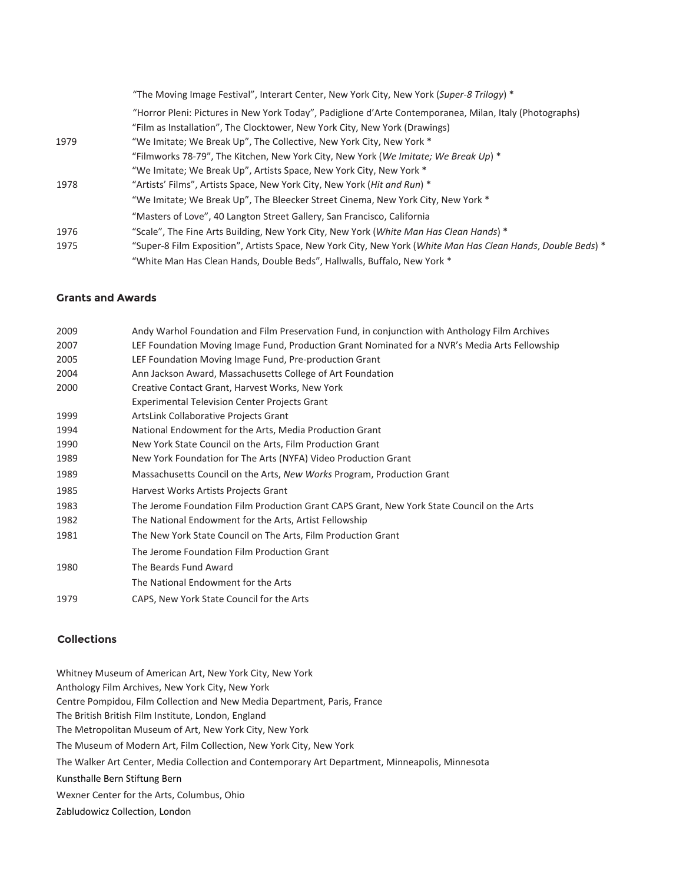| | |
|---|---|
| | "The Moving Image Festival", Interart Center, New York City, New York (*Super-8 Trilogy*) * |
| | "Horror Pleni: Pictures in New York Today", Padiglione d'Arte Contemporanea, Milan, Italy (Photographs) |
| | "Film as Installation", The Clocktower, New York City, New York (Drawings) |
| 1979 | "We Imitate; We Break Up", The Collective, New York City, New York * |
| | "Filmworks 78-79", The Kitchen, New York City, New York (*We Imitate; We Break Up*) * |
| | "We Imitate; We Break Up", Artists Space, New York City, New York * |
| 1978 | "Artists' Films", Artists Space, New York City, New York (*Hit and Run*) * |
| | "We Imitate; We Break Up", The Bleecker Street Cinema, New York City, New York * |
| | "Masters of Love", 40 Langton Street Gallery, San Francisco, California |
| 1976 | "Scale", The Fine Arts Building, New York City, New York (*White Man Has Clean Hands*) * |
| 1975 | "Super-8 Film Exposition", Artists Space, New York City, New York (*White Man Has Clean Hands*, *Double Beds*) * |
| | "White Man Has Clean Hands, Double Beds", Hallwalls, Buffalo, New York * |

## Grants and Awards

| | |
|---|---|
| 2009 | Andy Warhol Foundation and Film Preservation Fund, in conjunction with Anthology Film Archives |
| 2007 | LEF Foundation Moving Image Fund, Production Grant Nominated for a NVR's Media Arts Fellowship |
| 2005 | LEF Foundation Moving Image Fund, Pre-production Grant |
| 2004 | Ann Jackson Award, Massachusetts College of Art Foundation |
| 2000 | Creative Contact Grant, Harvest Works, New York |
| | Experimental Television Center Projects Grant |
| 1999 | ArtsLink Collaborative Projects Grant |
| 1994 | National Endowment for the Arts, Media Production Grant |
| 1990 | New York State Council on the Arts, Film Production Grant |
| 1989 | New York Foundation for The Arts (NYFA) Video Production Grant |
| 1989 | Massachusetts Council on the Arts, *New Works* Program, Production Grant |
| 1985 | Harvest Works Artists Projects Grant |
| 1983 | The Jerome Foundation Film Production Grant CAPS Grant, New York State Council on the Arts |
| 1982 | The National Endowment for the Arts, Artist Fellowship |
| 1981 | The New York State Council on The Arts, Film Production Grant |
| | The Jerome Foundation Film Production Grant |
| 1980 | The Beards Fund Award |
| | The National Endowment for the Arts |
| 1979 | CAPS, New York State Council for the Arts |

## Collections

Whitney Museum of American Art, New York City, New York
Anthology Film Archives, New York City, New York
Centre Pompidou, Film Collection and New Media Department, Paris, France
The British British Film Institute, London, England
The Metropolitan Museum of Art, New York City, New York
The Museum of Modern Art, Film Collection, New York City, New York
The Walker Art Center, Media Collection and Contemporary Art Department, Minneapolis, Minnesota
Kunsthalle Bern Stiftung Bern
Wexner Center for the Arts, Columbus, Ohio
Zabludowicz Collection, London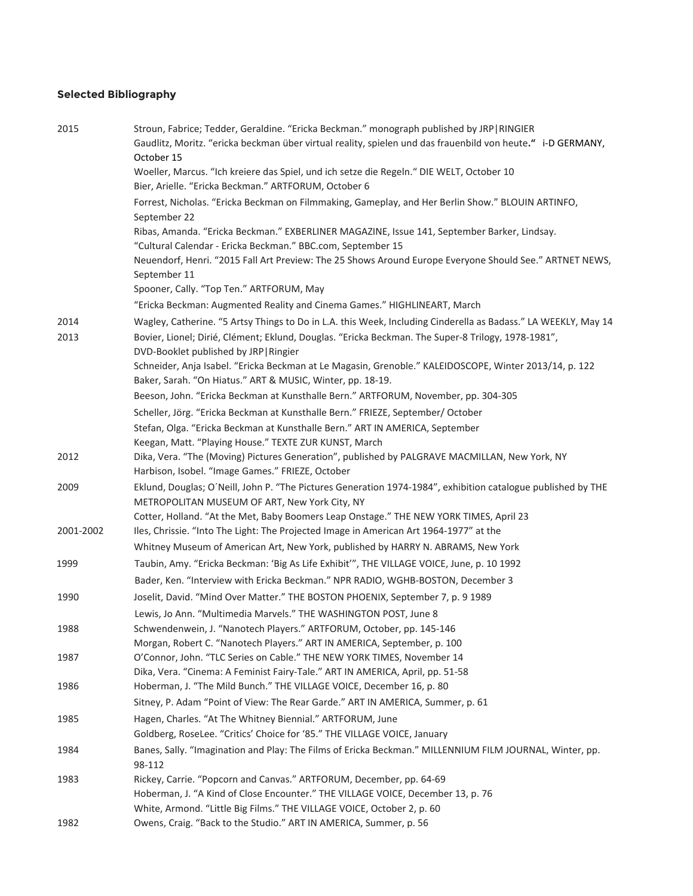## Selected Bibliography

| | |
|---|---|
| 2015 | Stroun, Fabrice; Tedder, Geraldine. "Ericka Beckman." monograph published by JRP\|RINGIER |
| | Gaudlitz, Moritz. "ericka beckman über virtual reality, spielen und das frauenbild von heute." i-D GERMANY, October 15 |
| | Woeller, Marcus. "Ich kreiere das Spiel, und ich setze die Regeln." DIE WELT, October 10 |
| | Bier, Arielle. "Ericka Beckman." ARTFORUM, October 6 |
| | Forrest, Nicholas. "Ericka Beckman on Filmmaking, Gameplay, and Her Berlin Show." BLOUIN ARTINFO, September 22 |
| | Ribas, Amanda. "Ericka Beckman." EXBERLINER MAGAZINE, Issue 141, September Barker, Lindsay. "Cultural Calendar - Ericka Beckman." BBC.com, September 15 |
| | Neuendorf, Henri. "2015 Fall Art Preview: The 25 Shows Around Europe Everyone Should See." ARTNET NEWS, September 11 |
| | Spooner, Cally. "Top Ten." ARTFORUM, May |
| | "Ericka Beckman: Augmented Reality and Cinema Games." HIGHLINEART, March |
| 2014 | Wagley, Catherine. "5 Artsy Things to Do in L.A. this Week, Including Cinderella as Badass." LA WEEKLY, May 14 |
| 2013 | Bovier, Lionel; Dirié, Clément; Eklund, Douglas. "Ericka Beckman. The Super-8 Trilogy, 1978-1981", DVD-Booklet published by JRP\|Ringier |
| | Schneider, Anja Isabel. "Ericka Beckman at Le Magasin, Grenoble." KALEIDOSCOPE, Winter 2013/14, p. 122 |
| | Baker, Sarah. "On Hiatus." ART & MUSIC, Winter, pp. 18-19. |
| | Beeson, John. "Ericka Beckman at Kunsthalle Bern." ARTFORUM, November, pp. 304-305 |
| | Scheller, Jörg. "Ericka Beckman at Kunsthalle Bern." FRIEZE, September/ October |
| | Stefan, Olga. "Ericka Beckman at Kunsthalle Bern." ART IN AMERICA, September |
| | Keegan, Matt. "Playing House." TEXTE ZUR KUNST, March |
| 2012 | Dika, Vera. "The (Moving) Pictures Generation", published by PALGRAVE MACMILLAN, New York, NY |
| | Harbison, Isobel. "Image Games." FRIEZE, October |
| 2009 | Eklund, Douglas; O´Neill, John P. "The Pictures Generation 1974-1984", exhibition catalogue published by THE METROPOLITAN MUSEUM OF ART, New York City, NY |
| | Cotter, Holland. "At the Met, Baby Boomers Leap Onstage." THE NEW YORK TIMES, April 23 |
| 2001-2002 | Iles, Chrissie. "Into The Light: The Projected Image in American Art 1964-1977" at the Whitney Museum of American Art, New York, published by HARRY N. ABRAMS, New York |
| 1999 | Taubin, Amy. "Ericka Beckman: 'Big As Life Exhibit'", THE VILLAGE VOICE, June, p. 10 1992 |
| | Bader, Ken. "Interview with Ericka Beckman." NPR RADIO, WGHB-BOSTON, December 3 |
| 1990 | Joselit, David. "Mind Over Matter." THE BOSTON PHOENIX, September 7, p. 9 1989 |
| | Lewis, Jo Ann. "Multimedia Marvels." THE WASHINGTON POST, June 8 |
| 1988 | Schwendenwein, J. "Nanotech Players." ARTFORUM, October, pp. 145-146 |
| | Morgan, Robert C. "Nanotech Players." ART IN AMERICA, September, p. 100 |
| 1987 | O'Connor, John. "TLC Series on Cable." THE NEW YORK TIMES, November 14 |
| | Dika, Vera. "Cinema: A Feminist Fairy-Tale." ART IN AMERICA, April, pp. 51-58 |
| 1986 | Hoberman, J. "The Mild Bunch." THE VILLAGE VOICE, December 16, p. 80 |
| | Sitney, P. Adam "Point of View: The Rear Garde." ART IN AMERICA, Summer, p. 61 |
| 1985 | Hagen, Charles. "At The Whitney Biennial." ARTFORUM, June |
| | Goldberg, RoseLee. "Critics' Choice for '85." THE VILLAGE VOICE, January |
| 1984 | Banes, Sally. "Imagination and Play: The Films of Ericka Beckman." MILLENNIUM FILM JOURNAL, Winter, pp. 98-112 |
| 1983 | Rickey, Carrie. "Popcorn and Canvas." ARTFORUM, December, pp. 64-69 |
| | Hoberman, J. "A Kind of Close Encounter." THE VILLAGE VOICE, December 13, p. 76 |
| | White, Armond. "Little Big Films." THE VILLAGE VOICE, October 2, p. 60 |
| 1982 | Owens, Craig. "Back to the Studio." ART IN AMERICA, Summer, p. 56 |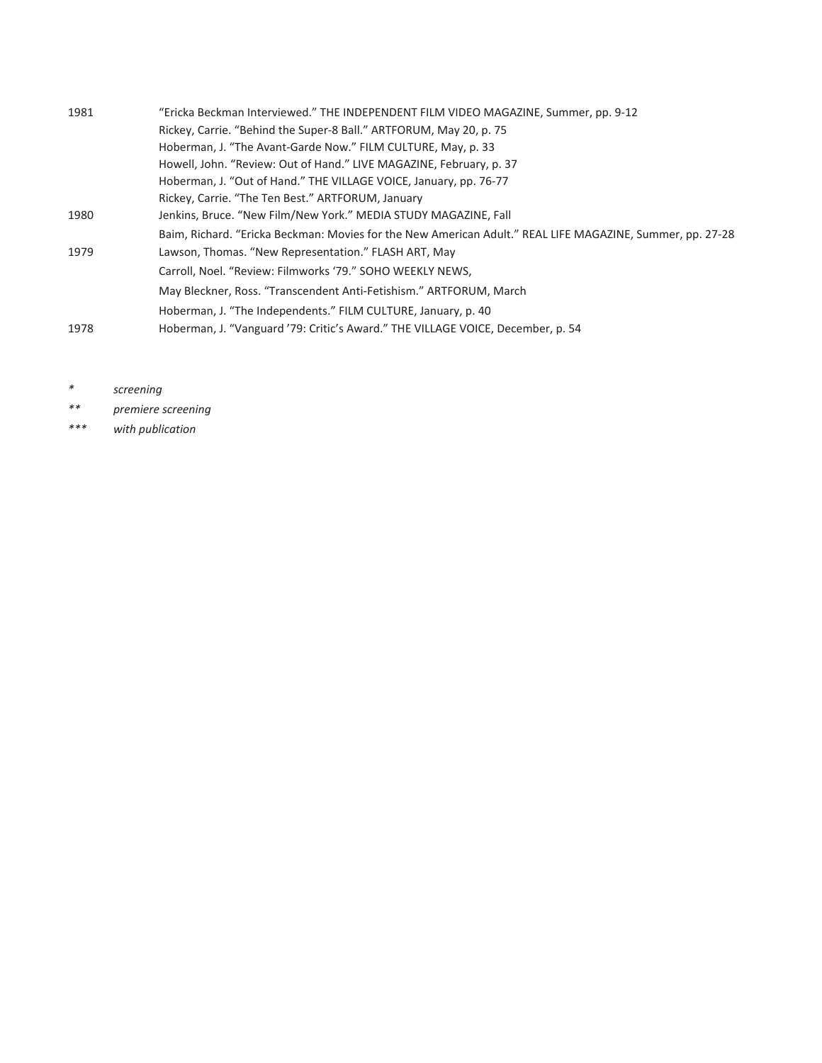| | |
|---|---|
| 1981 | "Ericka Beckman Interviewed." THE INDEPENDENT FILM VIDEO MAGAZINE, Summer, pp. 9-12 |
| | Rickey, Carrie. "Behind the Super-8 Ball." ARTFORUM, May 20, p. 75 |
| | Hoberman, J. "The Avant-Garde Now." FILM CULTURE, May, p. 33 |
| | Howell, John. "Review: Out of Hand." LIVE MAGAZINE, February, p. 37 |
| | Hoberman, J. "Out of Hand." THE VILLAGE VOICE, January, pp. 76-77 |
| | Rickey, Carrie. "The Ten Best." ARTFORUM, January |
| 1980 | Jenkins, Bruce. "New Film/New York." MEDIA STUDY MAGAZINE, Fall |
| | Baim, Richard. "Ericka Beckman: Movies for the New American Adult." REAL LIFE MAGAZINE, Summer, pp. 27-28 |
| 1979 | Lawson, Thomas. "New Representation." FLASH ART, May |
| | Carroll, Noel. "Review: Filmworks '79." SOHO WEEKLY NEWS, |
| | May Bleckner, Ross. "Transcendent Anti-Fetishism." ARTFORUM, March |
| | Hoberman, J. "The Independents." FILM CULTURE, January, p. 40 |
| 1978 | Hoberman, J. "Vanguard '79: Critic's Award." THE VILLAGE VOICE, December, p. 54 |

\* *screening*

\*\* *premiere screening*

\*\*\* *with publication*